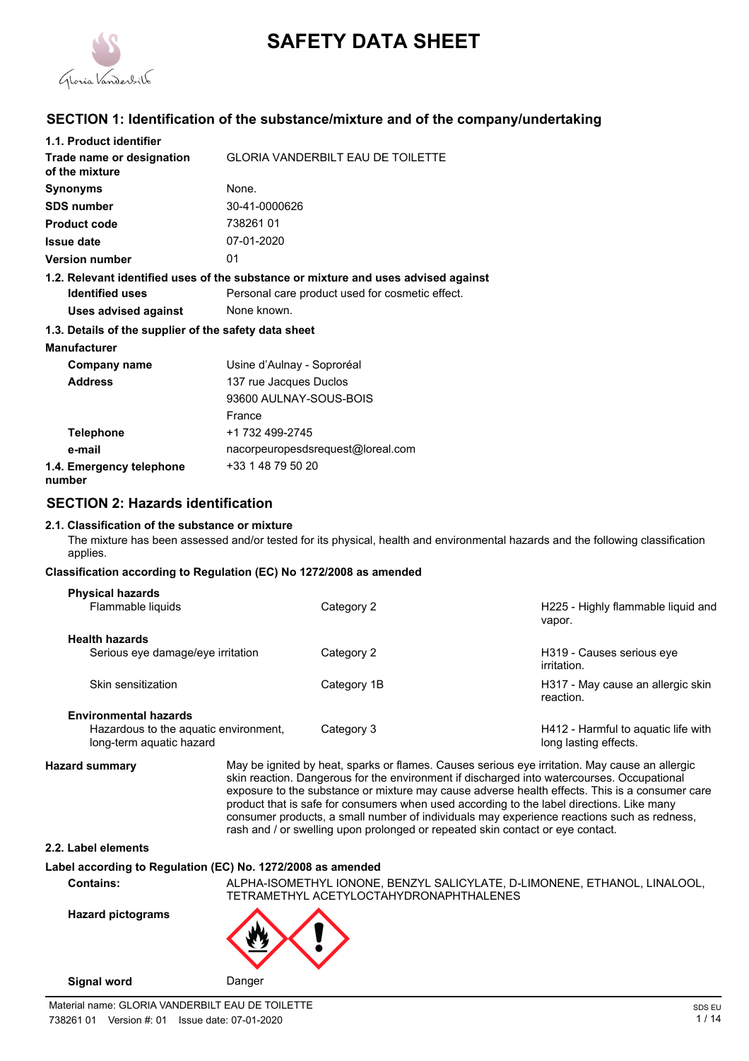# SAFETY DATA SHEET

## SECTION 1: Identification of the substance/mixture and of the company/undertaking

**1.1. Product identifier**

| | |
|---|---|
| **Trade name or designation of the mixture** | GLORIA VANDERBILT EAU DE TOILETTE |
| **Synonyms** | None. |
| **SDS number** | 30-41-0000626 |
| **Product code** | 738261 01 |
| **Issue date** | 07-01-2020 |
| **Version number** | 01 |

**1.2. Relevant identified uses of the substance or mixture and uses advised against**

| | |
|---|---|
| **Identified uses** | Personal care product used for cosmetic effect. |
| **Uses advised against** | None known. |

**1.3. Details of the supplier of the safety data sheet**

**Manufacturer**

| | |
|---|---|
| **Company name** | Usine d'Aulnay - Soproréal |
| **Address** | 137 rue Jacques Duclos<br>93600 AULNAY-SOUS-BOIS<br>France |
| **Telephone** | +1 732 499-2745 |
| **e-mail** | nacorpeuropesdsrequest@loreal.com |
| **1.4. Emergency telephone number** | +33 1 48 79 50 20 |

## SECTION 2: Hazards identification

**2.1. Classification of the substance or mixture**

The mixture has been assessed and/or tested for its physical, health and environmental hazards and the following classification applies.

**Classification according to Regulation (EC) No 1272/2008 as amended**

| | | |
|---|---|---|
| **Physical hazards** | | |
| Flammable liquids | Category 2 | H225 - Highly flammable liquid and vapor. |
| **Health hazards** | | |
| Serious eye damage/eye irritation | Category 2 | H319 - Causes serious eye irritation. |
| Skin sensitization | Category 1B | H317 - May cause an allergic skin reaction. |
| **Environmental hazards** | | |
| Hazardous to the aquatic environment, long-term aquatic hazard | Category 3 | H412 - Harmful to aquatic life with long lasting effects. |

**Hazard summary**

May be ignited by heat, sparks or flames. Causes serious eye irritation. May cause an allergic skin reaction. Dangerous for the environment if discharged into watercourses. Occupational exposure to the substance or mixture may cause adverse health effects. This is a consumer care product that is safe for consumers when used according to the label directions. Like many consumer products, a small number of individuals may experience reactions such as redness, rash and / or swelling upon prolonged or repeated skin contact or eye contact.

**2.2. Label elements**

**Label according to Regulation (EC) No. 1272/2008 as amended**

**Contains:** ALPHA-ISOMETHYL IONONE, BENZYL SALICYLATE, D-LIMONENE, ETHANOL, LINALOOL, TETRAMETHYL ACETYLOCTAHYDRONAPHTHALENES

**Hazard pictograms**

**Signal word** Danger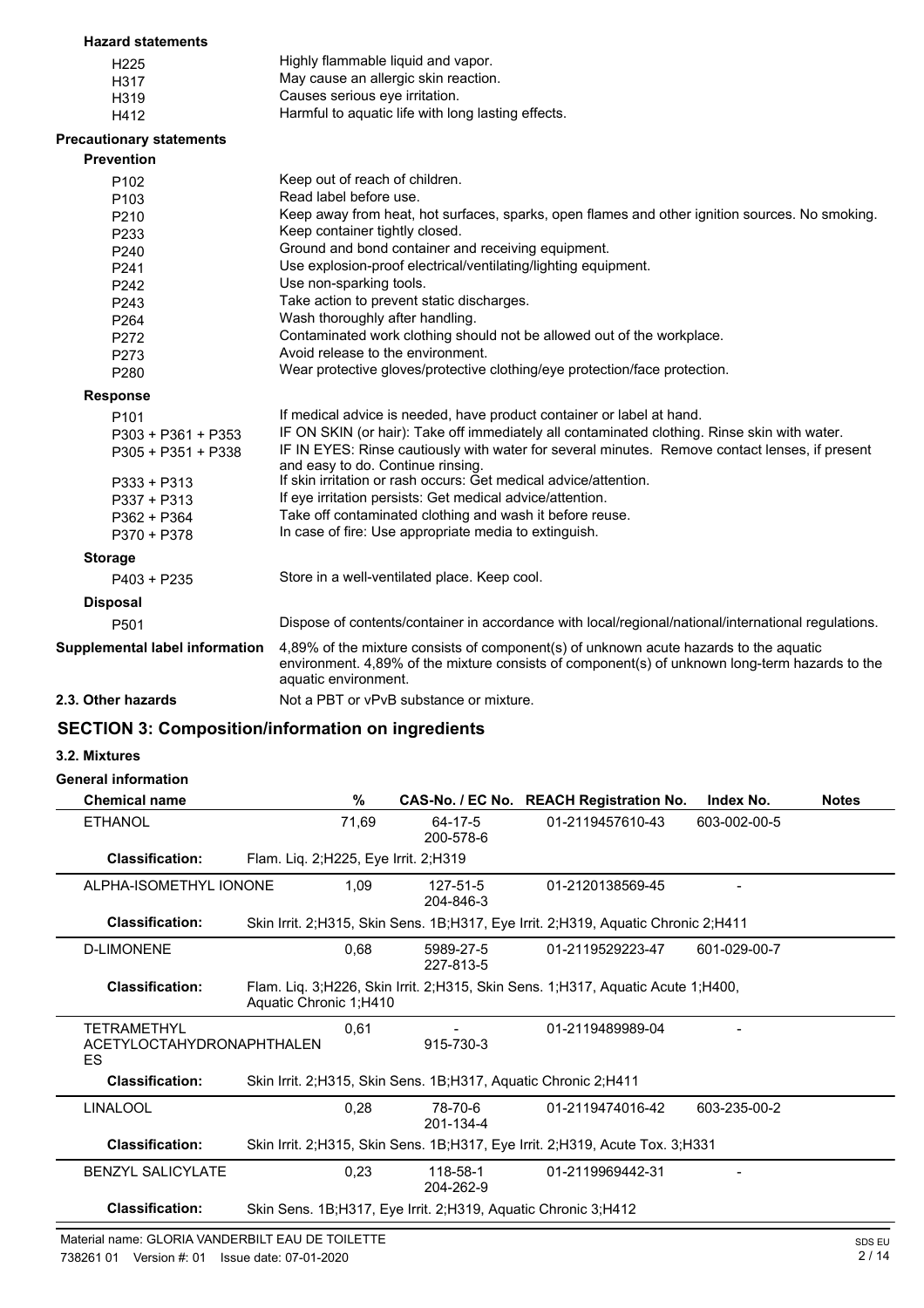**Hazard statements**

| | |
|---|---|
| H225 | Highly flammable liquid and vapor. |
| H317 | May cause an allergic skin reaction. |
| H319 | Causes serious eye irritation. |
| H412 | Harmful to aquatic life with long lasting effects. |

**Precautionary statements**

**Prevention**

| | |
|---|---|
| P102 | Keep out of reach of children. |
| P103 | Read label before use. |
| P210 | Keep away from heat, hot surfaces, sparks, open flames and other ignition sources. No smoking. |
| P233 | Keep container tightly closed. |
| P240 | Ground and bond container and receiving equipment. |
| P241 | Use explosion-proof electrical/ventilating/lighting equipment. |
| P242 | Use non-sparking tools. |
| P243 | Take action to prevent static discharges. |
| P264 | Wash thoroughly after handling. |
| P272 | Contaminated work clothing should not be allowed out of the workplace. |
| P273 | Avoid release to the environment. |
| P280 | Wear protective gloves/protective clothing/eye protection/face protection. |

**Response**

| | |
|---|---|
| P101 | If medical advice is needed, have product container or label at hand. |
| P303 + P361 + P353 | IF ON SKIN (or hair): Take off immediately all contaminated clothing. Rinse skin with water. |
| P305 + P351 + P338 | IF IN EYES: Rinse cautiously with water for several minutes. Remove contact lenses, if present and easy to do. Continue rinsing. |
| P333 + P313 | If skin irritation or rash occurs: Get medical advice/attention. |
| P337 + P313 | If eye irritation persists: Get medical advice/attention. |
| P362 + P364 | Take off contaminated clothing and wash it before reuse. |
| P370 + P378 | In case of fire: Use appropriate media to extinguish. |

**Storage**

| | |
|---|---|
| P403 + P235 | Store in a well-ventilated place. Keep cool. |

**Disposal**

| | |
|---|---|
| P501 | Dispose of contents/container in accordance with local/regional/national/international regulations. |

**Supplemental label information** 4,89% of the mixture consists of component(s) of unknown acute hazards to the aquatic environment. 4,89% of the mixture consists of component(s) of unknown long-term hazards to the aquatic environment.

**2.3. Other hazards** Not a PBT or vPvB substance or mixture.

## SECTION 3: Composition/information on ingredients

### 3.2. Mixtures

**General information**

| Chemical name | % | CAS-No. / EC No. | REACH Registration No. | Index No. | Notes |
|---|---|---|---|---|---|
| ETHANOL | 71,69 | 64-17-5 200-578-6 | 01-2119457610-43 | 603-002-00-5 | |
| **Classification:** | Flam. Liq. 2;H225, Eye Irrit. 2;H319 | | | | |
| ALPHA-ISOMETHYL IONONE | 1,09 | 127-51-5 204-846-3 | 01-2120138569-45 | - | |
| **Classification:** | Skin Irrit. 2;H315, Skin Sens. 1B;H317, Eye Irrit. 2;H319, Aquatic Chronic 2;H411 | | | | |
| D-LIMONENE | 0,68 | 5989-27-5 227-813-5 | 01-2119529223-47 | 601-029-00-7 | |
| **Classification:** | Flam. Liq. 3;H226, Skin Irrit. 2;H315, Skin Sens. 1;H317, Aquatic Acute 1;H400, Aquatic Chronic 1;H410 | | | | |
| TETRAMETHYL ACETYLOCTAHYDRONAPHTHALENES | 0,61 | - 915-730-3 | 01-2119489989-04 | - | |
| **Classification:** | Skin Irrit. 2;H315, Skin Sens. 1B;H317, Aquatic Chronic 2;H411 | | | | |
| LINALOOL | 0,28 | 78-70-6 201-134-4 | 01-2119474016-42 | 603-235-00-2 | |
| **Classification:** | Skin Irrit. 2;H315, Skin Sens. 1B;H317, Eye Irrit. 2;H319, Acute Tox. 3;H331 | | | | |
| BENZYL SALICYLATE | 0,23 | 118-58-1 204-262-9 | 01-2119969442-31 | - | |
| **Classification:** | Skin Sens. 1B;H317, Eye Irrit. 2;H319, Aquatic Chronic 3;H412 | | | | |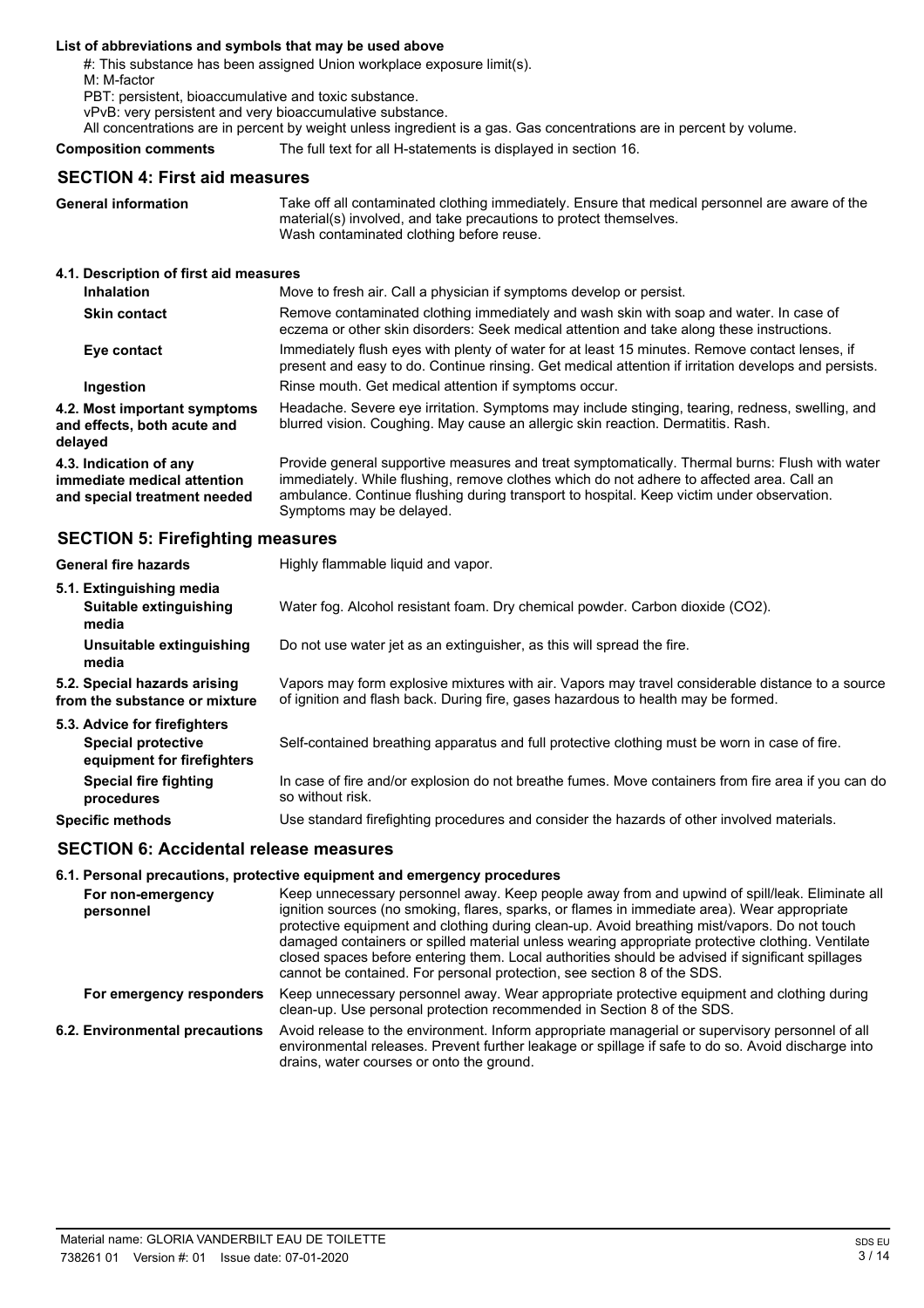**List of abbreviations and symbols that may be used above**

#: This substance has been assigned Union workplace exposure limit(s).
M: M-factor
PBT: persistent, bioaccumulative and toxic substance.
vPvB: very persistent and very bioaccumulative substance.
All concentrations are in percent by weight unless ingredient is a gas. Gas concentrations are in percent by volume.

**Composition comments** The full text for all H-statements is displayed in section 16.

## SECTION 4: First aid measures

**General information** Take off all contaminated clothing immediately. Ensure that medical personnel are aware of the material(s) involved, and take precautions to protect themselves. Wash contaminated clothing before reuse.

**4.1. Description of first aid measures**

**Inhalation** Move to fresh air. Call a physician if symptoms develop or persist.

**Skin contact** Remove contaminated clothing immediately and wash skin with soap and water. In case of eczema or other skin disorders: Seek medical attention and take along these instructions.

**Eye contact** Immediately flush eyes with plenty of water for at least 15 minutes. Remove contact lenses, if present and easy to do. Continue rinsing. Get medical attention if irritation develops and persists.

**Ingestion** Rinse mouth. Get medical attention if symptoms occur.

**4.2. Most important symptoms and effects, both acute and delayed** Headache. Severe eye irritation. Symptoms may include stinging, tearing, redness, swelling, and blurred vision. Coughing. May cause an allergic skin reaction. Dermatitis. Rash.

**4.3. Indication of any immediate medical attention and special treatment needed** Provide general supportive measures and treat symptomatically. Thermal burns: Flush with water immediately. While flushing, remove clothes which do not adhere to affected area. Call an ambulance. Continue flushing during transport to hospital. Keep victim under observation. Symptoms may be delayed.

## SECTION 5: Firefighting measures

**General fire hazards** Highly flammable liquid and vapor.

**5.1. Extinguishing media**

**Suitable extinguishing media** Water fog. Alcohol resistant foam. Dry chemical powder. Carbon dioxide ($CO_2$).

**Unsuitable extinguishing media** Do not use water jet as an extinguisher, as this will spread the fire.

**5.2. Special hazards arising from the substance or mixture** Vapors may form explosive mixtures with air. Vapors may travel considerable distance to a source of ignition and flash back. During fire, gases hazardous to health may be formed.

**5.3. Advice for firefighters**

**Special protective equipment for firefighters** Self-contained breathing apparatus and full protective clothing must be worn in case of fire.

**Special fire fighting procedures** In case of fire and/or explosion do not breathe fumes. Move containers from fire area if you can do so without risk.

**Specific methods** Use standard firefighting procedures and consider the hazards of other involved materials.

## SECTION 6: Accidental release measures

**6.1. Personal precautions, protective equipment and emergency procedures**

**For non-emergency personnel** Keep unnecessary personnel away. Keep people away from and upwind of spill/leak. Eliminate all ignition sources (no smoking, flares, sparks, or flames in immediate area). Wear appropriate protective equipment and clothing during clean-up. Avoid breathing mist/vapors. Do not touch damaged containers or spilled material unless wearing appropriate protective clothing. Ventilate closed spaces before entering them. Local authorities should be advised if significant spillages cannot be contained. For personal protection, see section 8 of the SDS.

**For emergency responders** Keep unnecessary personnel away. Wear appropriate protective equipment and clothing during clean-up. Use personal protection recommended in Section 8 of the SDS.

**6.2. Environmental precautions** Avoid release to the environment. Inform appropriate managerial or supervisory personnel of all environmental releases. Prevent further leakage or spillage if safe to do so. Avoid discharge into drains, water courses or onto the ground.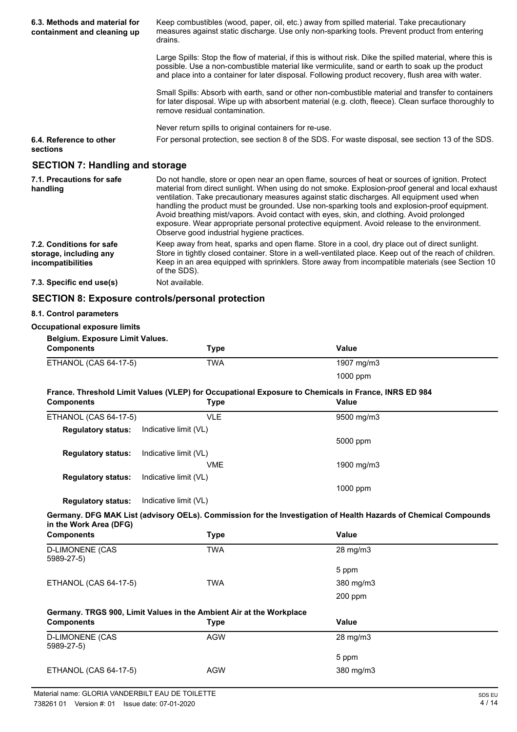| | |
|---|---|
| **6.3. Methods and material for containment and cleaning up** | Keep combustibles (wood, paper, oil, etc.) away from spilled material. Take precautionary measures against static discharge. Use only non-sparking tools. Prevent product from entering drains.<br><br>Large Spills: Stop the flow of material, if this is without risk. Dike the spilled material, where this is possible. Use a non-combustible material like vermiculite, sand or earth to soak up the product and place into a container for later disposal. Following product recovery, flush area with water.<br><br>Small Spills: Absorb with earth, sand or other non-combustible material and transfer to containers for later disposal. Wipe up with absorbent material (e.g. cloth, fleece). Clean surface thoroughly to remove residual contamination.<br><br>Never return spills to original containers for re-use. |
| **6.4. Reference to other sections** | For personal protection, see section 8 of the SDS. For waste disposal, see section 13 of the SDS. |

## SECTION 7: Handling and storage

| | |
|---|---|
| **7.1. Precautions for safe handling** | Do not handle, store or open near an open flame, sources of heat or sources of ignition. Protect material from direct sunlight. When using do not smoke. Explosion-proof general and local exhaust ventilation. Take precautionary measures against static discharges. All equipment used when handling the product must be grounded. Use non-sparking tools and explosion-proof equipment. Avoid breathing mist/vapors. Avoid contact with eyes, skin, and clothing. Avoid prolonged exposure. Wear appropriate personal protective equipment. Avoid release to the environment. Observe good industrial hygiene practices. |
| **7.2. Conditions for safe storage, including any incompatibilities** | Keep away from heat, sparks and open flame. Store in a cool, dry place out of direct sunlight. Store in tightly closed container. Store in a well-ventilated place. Keep out of the reach of children. Keep in an area equipped with sprinklers. Store away from incompatible materials (see Section 10 of the SDS). |
| **7.3. Specific end use(s)** | Not available. |

## SECTION 8: Exposure controls/personal protection

### 8.1. Control parameters

**Occupational exposure limits**

**Belgium. Exposure Limit Values.**

| Components | Type | Value |
|---|---|---|
| ETHANOL (CAS 64-17-5) | TWA | 1907 mg/m3 |
| | | 1000 ppm |

**France. Threshold Limit Values (VLEP) for Occupational Exposure to Chemicals in France, INRS ED 984**

| Components | Type | Value |
|---|---|---|
| ETHANOL (CAS 64-17-5) | VLE | 9500 mg/m3 |
| **Regulatory status:** Indicative limit (VL) | | |
| | | 5000 ppm |
| **Regulatory status:** Indicative limit (VL) | | |
| | VME | 1900 mg/m3 |
| **Regulatory status:** Indicative limit (VL) | | |
| | | 1000 ppm |
| **Regulatory status:** Indicative limit (VL) | | |

**Germany. DFG MAK List (advisory OELs). Commission for the Investigation of Health Hazards of Chemical Compounds in the Work Area (DFG)**

| Components | Type | Value |
|---|---|---|
| D-LIMONENE (CAS 5989-27-5) | TWA | 28 mg/m3 |
| | | 5 ppm |
| ETHANOL (CAS 64-17-5) | TWA | 380 mg/m3 |
| | | 200 ppm |

**Germany. TRGS 900, Limit Values in the Ambient Air at the Workplace**

| Components | Type | Value |
|---|---|---|
| D-LIMONENE (CAS 5989-27-5) | AGW | 28 mg/m3 |
| | | 5 ppm |
| ETHANOL (CAS 64-17-5) | AGW | 380 mg/m3 |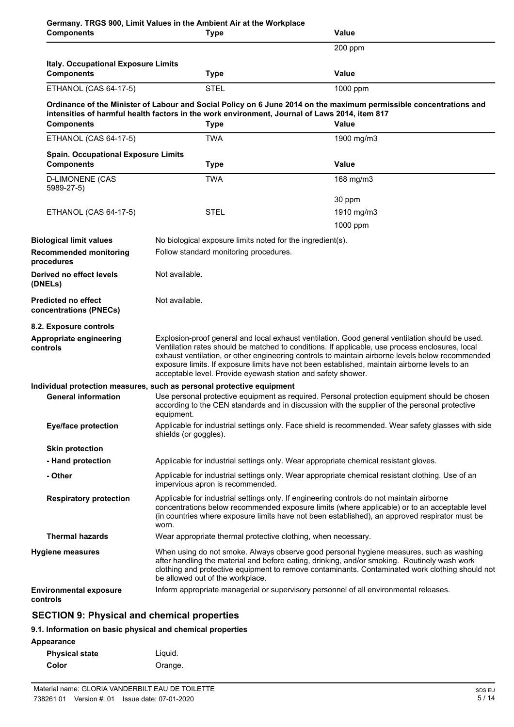**Germany. TRGS 900, Limit Values in the Ambient Air at the Workplace**

| Components | Type | Value |
|---|---|---|
| | | 200 ppm |

**Italy. Occupational Exposure Limits**

| Components | Type | Value |
|---|---|---|
| ETHANOL (CAS 64-17-5) | STEL | 1000 ppm |

**Ordinance of the Minister of Labour and Social Policy on 6 June 2014 on the maximum permissible concentrations and intensities of harmful health factors in the work environment, Journal of Laws 2014, item 817**

| Components | Type | Value |
|---|---|---|
| ETHANOL (CAS 64-17-5) | TWA | 1900 mg/m3 |

**Spain. Occupational Exposure Limits**

| Components | Type | Value |
|---|---|---|
| D-LIMONENE (CAS 5989-27-5) | TWA | 168 mg/m3 |
| | | 30 ppm |
| ETHANOL (CAS 64-17-5) | STEL | 1910 mg/m3 |
| | | 1000 ppm |

**Biological limit values** No biological exposure limits noted for the ingredient(s).

**Recommended monitoring procedures** Follow standard monitoring procedures.

**Derived no effect levels (DNELs)** Not available.

**Predicted no effect concentrations (PNECs)** Not available.

**8.2. Exposure controls**

**Appropriate engineering controls** Explosion-proof general and local exhaust ventilation. Good general ventilation should be used. Ventilation rates should be matched to conditions. If applicable, use process enclosures, local exhaust ventilation, or other engineering controls to maintain airborne levels below recommended exposure limits. If exposure limits have not been established, maintain airborne levels to an acceptable level. Provide eyewash station and safety shower.

**Individual protection measures, such as personal protective equipment**

**General information** Use personal protective equipment as required. Personal protection equipment should be chosen according to the CEN standards and in discussion with the supplier of the personal protective equipment.

**Eye/face protection** Applicable for industrial settings only. Face shield is recommended. Wear safety glasses with side shields (or goggles).

**Skin protection**

**- Hand protection** Applicable for industrial settings only. Wear appropriate chemical resistant gloves.

**- Other** Applicable for industrial settings only. Wear appropriate chemical resistant clothing. Use of an impervious apron is recommended.

**Respiratory protection** Applicable for industrial settings only. If engineering controls do not maintain airborne concentrations below recommended exposure limits (where applicable) or to an acceptable level (in countries where exposure limits have not been established), an approved respirator must be worn.

**Thermal hazards** Wear appropriate thermal protective clothing, when necessary.

**Hygiene measures** When using do not smoke. Always observe good personal hygiene measures, such as washing after handling the material and before eating, drinking, and/or smoking. Routinely wash work clothing and protective equipment to remove contaminants. Contaminated work clothing should not be allowed out of the workplace.

**Environmental exposure controls** Inform appropriate managerial or supervisory personnel of all environmental releases.

## SECTION 9: Physical and chemical properties

**9.1. Information on basic physical and chemical properties**

**Appearance**

**Physical state** Liquid.

**Color** Orange.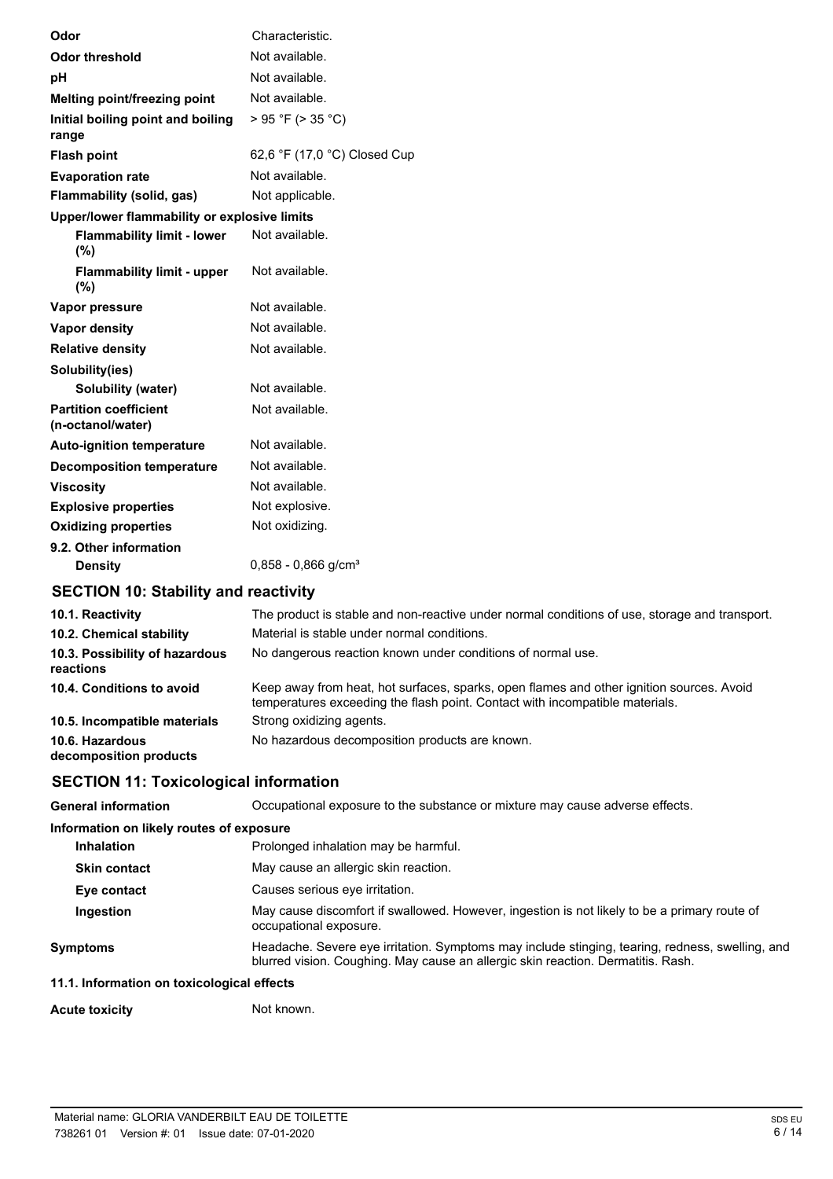| | |
|---|---|
| **Odor** | Characteristic. |
| **Odor threshold** | Not available. |
| **pH** | Not available. |
| **Melting point/freezing point** | Not available. |
| **Initial boiling point and boiling range** | > 95 °F (> 35 °C) |
| **Flash point** | 62,6 °F (17,0 °C) Closed Cup |
| **Evaporation rate** | Not available. |
| **Flammability (solid, gas)** | Not applicable. |
| **Upper/lower flammability or explosive limits** | |
| **Flammability limit - lower (%)** | Not available. |
| **Flammability limit - upper (%)** | Not available. |
| **Vapor pressure** | Not available. |
| **Vapor density** | Not available. |
| **Relative density** | Not available. |
| **Solubility(ies)** | |
| **Solubility (water)** | Not available. |
| **Partition coefficient (n-octanol/water)** | Not available. |
| **Auto-ignition temperature** | Not available. |
| **Decomposition temperature** | Not available. |
| **Viscosity** | Not available. |
| **Explosive properties** | Not explosive. |
| **Oxidizing properties** | Not oxidizing. |
| **9.2. Other information** | |
| **Density** | 0,858 - 0,866 g/cm³ |

## SECTION 10: Stability and reactivity

| | |
|---|---|
| **10.1. Reactivity** | The product is stable and non-reactive under normal conditions of use, storage and transport. |
| **10.2. Chemical stability** | Material is stable under normal conditions. |
| **10.3. Possibility of hazardous reactions** | No dangerous reaction known under conditions of normal use. |
| **10.4. Conditions to avoid** | Keep away from heat, hot surfaces, sparks, open flames and other ignition sources. Avoid temperatures exceeding the flash point. Contact with incompatible materials. |
| **10.5. Incompatible materials** | Strong oxidizing agents. |
| **10.6. Hazardous decomposition products** | No hazardous decomposition products are known. |

## SECTION 11: Toxicological information

| | |
|---|---|
| **General information** | Occupational exposure to the substance or mixture may cause adverse effects. |
| **Information on likely routes of exposure** | |
| **Inhalation** | Prolonged inhalation may be harmful. |
| **Skin contact** | May cause an allergic skin reaction. |
| **Eye contact** | Causes serious eye irritation. |
| **Ingestion** | May cause discomfort if swallowed. However, ingestion is not likely to be a primary route of occupational exposure. |
| **Symptoms** | Headache. Severe eye irritation. Symptoms may include stinging, tearing, redness, swelling, and blurred vision. Coughing. May cause an allergic skin reaction. Dermatitis. Rash. |
| **11.1. Information on toxicological effects** | |
| **Acute toxicity** | Not known. |

Material name: GLORIA VANDERBILT EAU DE TOILETTE
738261 01 Version #: 01 Issue date: 07-01-2020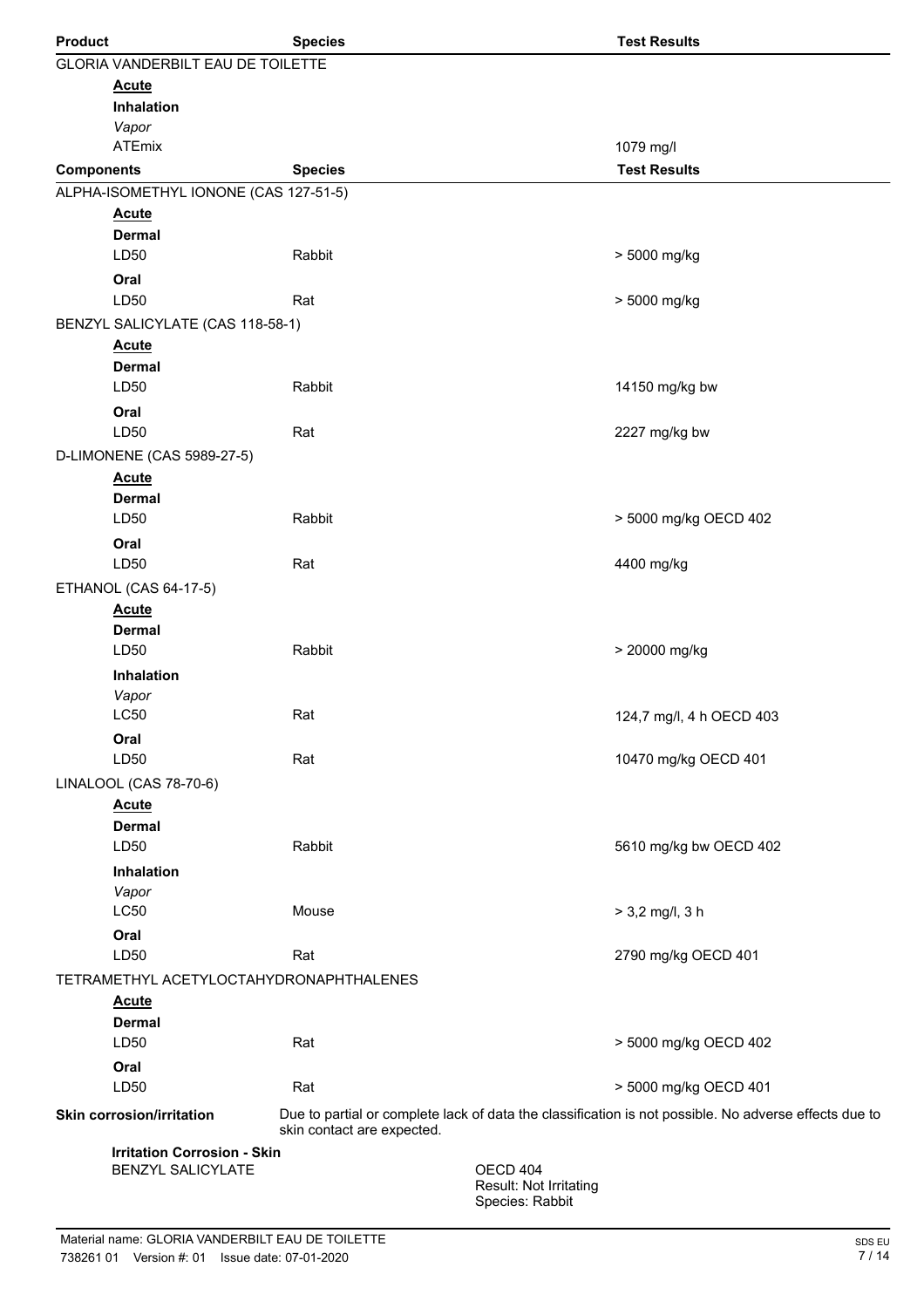| Product | Species | Test Results |
| --- | --- | --- |
| GLORIA VANDERBILT EAU DE TOILETTE | | |
| **Acute** | | |
| **Inhalation** | | |
| *Vapor* | | |
| ATEmix | | 1079 mg/l |

| Components | Species | Test Results |
| --- | --- | --- |
| ALPHA-ISOMETHYL IONONE (CAS 127-51-5) | | |
| **Acute** | | |
| **Dermal** | | |
| LD50 | Rabbit | > 5000 mg/kg |
| **Oral** | | |
| LD50 | Rat | > 5000 mg/kg |
| BENZYL SALICYLATE (CAS 118-58-1) | | |
| **Acute** | | |
| **Dermal** | | |
| LD50 | Rabbit | 14150 mg/kg bw |
| **Oral** | | |
| LD50 | Rat | 2227 mg/kg bw |
| D-LIMONENE (CAS 5989-27-5) | | |
| **Acute** | | |
| **Dermal** | | |
| LD50 | Rabbit | > 5000 mg/kg OECD 402 |
| **Oral** | | |
| LD50 | Rat | 4400 mg/kg |
| ETHANOL (CAS 64-17-5) | | |
| **Acute** | | |
| **Dermal** | | |
| LD50 | Rabbit | > 20000 mg/kg |
| **Inhalation** | | |
| *Vapor* | | |
| LC50 | Rat | 124,7 mg/l, 4 h OECD 403 |
| **Oral** | | |
| LD50 | Rat | 10470 mg/kg OECD 401 |
| LINALOOL (CAS 78-70-6) | | |
| **Acute** | | |
| **Dermal** | | |
| LD50 | Rabbit | 5610 mg/kg bw OECD 402 |
| **Inhalation** | | |
| *Vapor* | | |
| LC50 | Mouse | > 3,2 mg/l, 3 h |
| **Oral** | | |
| LD50 | Rat | 2790 mg/kg OECD 401 |
| TETRAMETHYL ACETYLOCTAHYDRONAPHTHALENES | | |
| **Acute** | | |
| **Dermal** | | |
| LD50 | Rat | > 5000 mg/kg OECD 402 |
| **Oral** | | |
| LD50 | Rat | > 5000 mg/kg OECD 401 |

**Skin corrosion/irritation** Due to partial or complete lack of data the classification is not possible. No adverse effects due to skin contact are expected.

**Irritation Corrosion - Skin**

BENZYL SALICYLATE
OECD 404
Result: Not Irritating
Species: Rabbit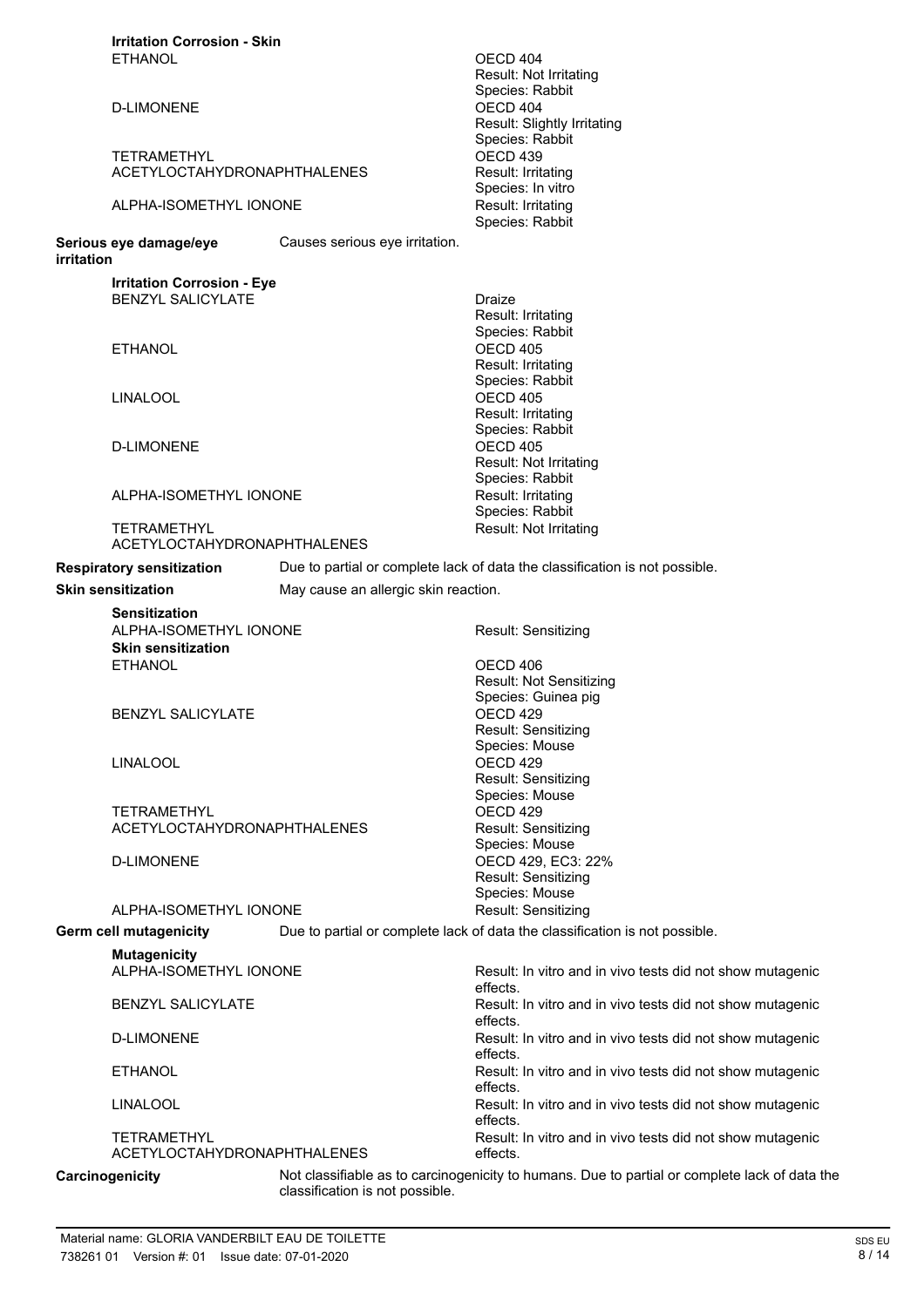**Irritation Corrosion - Skin**

| | |
|---|---|
| ETHANOL | OECD 404<br>Result: Not Irritating<br>Species: Rabbit |
| D-LIMONENE | OECD 404<br>Result: Slightly Irritating<br>Species: Rabbit |
| TETRAMETHYL ACETYLOCTAHYDRONAPHTHALENES | OECD 439<br>Result: Irritating<br>Species: In vitro |
| ALPHA-ISOMETHYL IONONE | Result: Irritating<br>Species: Rabbit |

**Serious eye damage/eye irritation** Causes serious eye irritation.

**Irritation Corrosion - Eye**

| | |
|---|---|
| BENZYL SALICYLATE | Draize<br>Result: Irritating<br>Species: Rabbit |
| ETHANOL | OECD 405<br>Result: Irritating<br>Species: Rabbit |
| LINALOOL | OECD 405<br>Result: Irritating<br>Species: Rabbit |
| D-LIMONENE | OECD 405<br>Result: Not Irritating<br>Species: Rabbit |
| ALPHA-ISOMETHYL IONONE | Result: Irritating<br>Species: Rabbit |
| TETRAMETHYL ACETYLOCTAHYDRONAPHTHALENES | Result: Not Irritating |

**Respiratory sensitization** Due to partial or complete lack of data the classification is not possible.

**Skin sensitization** May cause an allergic skin reaction.

**Sensitization**

| | |
|---|---|
| ALPHA-ISOMETHYL IONONE | Result: Sensitizing |

**Skin sensitization**

| | |
|---|---|
| ETHANOL | OECD 406<br>Result: Not Sensitizing<br>Species: Guinea pig |
| BENZYL SALICYLATE | OECD 429<br>Result: Sensitizing<br>Species: Mouse |
| LINALOOL | OECD 429<br>Result: Sensitizing<br>Species: Mouse |
| TETRAMETHYL ACETYLOCTAHYDRONAPHTHALENES | OECD 429<br>Result: Sensitizing<br>Species: Mouse |
| D-LIMONENE | OECD 429, EC3: 22%<br>Result: Sensitizing<br>Species: Mouse |
| ALPHA-ISOMETHYL IONONE | Result: Sensitizing |

**Germ cell mutagenicity** Due to partial or complete lack of data the classification is not possible.

**Mutagenicity**

| | |
|---|---|
| ALPHA-ISOMETHYL IONONE | Result: In vitro and in vivo tests did not show mutagenic effects. |
| BENZYL SALICYLATE | Result: In vitro and in vivo tests did not show mutagenic effects. |
| D-LIMONENE | Result: In vitro and in vivo tests did not show mutagenic effects. |
| ETHANOL | Result: In vitro and in vivo tests did not show mutagenic effects. |
| LINALOOL | Result: In vitro and in vivo tests did not show mutagenic effects. |
| TETRAMETHYL ACETYLOCTAHYDRONAPHTHALENES | Result: In vitro and in vivo tests did not show mutagenic effects. |

**Carcinogenicity** Not classifiable as to carcinogenicity to humans. Due to partial or complete lack of data the classification is not possible.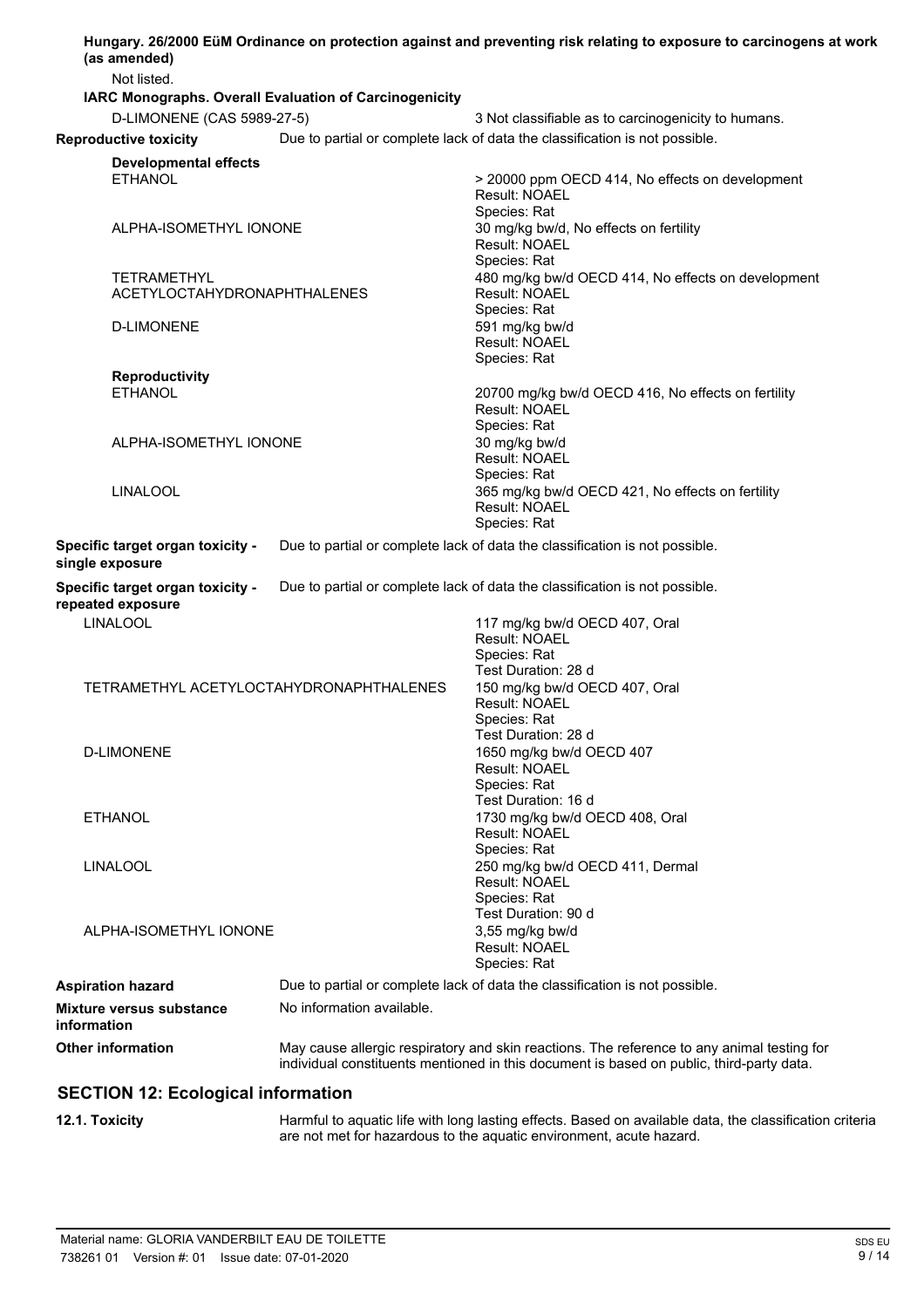**Hungary. 26/2000 EüM Ordinance on protection against and preventing risk relating to exposure to carcinogens at work (as amended)**

Not listed.

**IARC Monographs. Overall Evaluation of Carcinogenicity**

| | |
|---|---|
| D-LIMONENE (CAS 5989-27-5) | 3 Not classifiable as to carcinogenicity to humans. |

**Reproductive toxicity** Due to partial or complete lack of data the classification is not possible.

**Developmental effects**

| | |
|---|---|
| ETHANOL | > 20000 ppm OECD 414, No effects on development<br>Result: NOAEL<br>Species: Rat |
| ALPHA-ISOMETHYL IONONE | 30 mg/kg bw/d, No effects on fertility<br>Result: NOAEL<br>Species: Rat |
| TETRAMETHYL ACETYLOCTAHYDRONAPHTHALENES | 480 mg/kg bw/d OECD 414, No effects on development<br>Result: NOAEL<br>Species: Rat |
| D-LIMONENE | 591 mg/kg bw/d<br>Result: NOAEL<br>Species: Rat |

**Reproductivity**

| | |
|---|---|
| ETHANOL | 20700 mg/kg bw/d OECD 416, No effects on fertility<br>Result: NOAEL<br>Species: Rat |
| ALPHA-ISOMETHYL IONONE | 30 mg/kg bw/d<br>Result: NOAEL<br>Species: Rat |
| LINALOOL | 365 mg/kg bw/d OECD 421, No effects on fertility<br>Result: NOAEL<br>Species: Rat |

**Specific target organ toxicity - single exposure** Due to partial or complete lack of data the classification is not possible.

**Specific target organ toxicity - repeated exposure** Due to partial or complete lack of data the classification is not possible.

| | |
|---|---|
| LINALOOL | 117 mg/kg bw/d OECD 407, Oral<br>Result: NOAEL<br>Species: Rat<br>Test Duration: 28 d |
| TETRAMETHYL ACETYLOCTAHYDRONAPHTHALENES | 150 mg/kg bw/d OECD 407, Oral<br>Result: NOAEL<br>Species: Rat<br>Test Duration: 28 d |
| D-LIMONENE | 1650 mg/kg bw/d OECD 407<br>Result: NOAEL<br>Species: Rat<br>Test Duration: 16 d |
| ETHANOL | 1730 mg/kg bw/d OECD 408, Oral<br>Result: NOAEL<br>Species: Rat |
| LINALOOL | 250 mg/kg bw/d OECD 411, Dermal<br>Result: NOAEL<br>Species: Rat<br>Test Duration: 90 d |
| ALPHA-ISOMETHYL IONONE | 3,55 mg/kg bw/d<br>Result: NOAEL<br>Species: Rat |

**Aspiration hazard** Due to partial or complete lack of data the classification is not possible.

**Mixture versus substance information** No information available.

**Other information** May cause allergic respiratory and skin reactions. The reference to any animal testing for individual constituents mentioned in this document is based on public, third-party data.

## SECTION 12: Ecological information

**12.1. Toxicity** Harmful to aquatic life with long lasting effects. Based on available data, the classification criteria are not met for hazardous to the aquatic environment, acute hazard.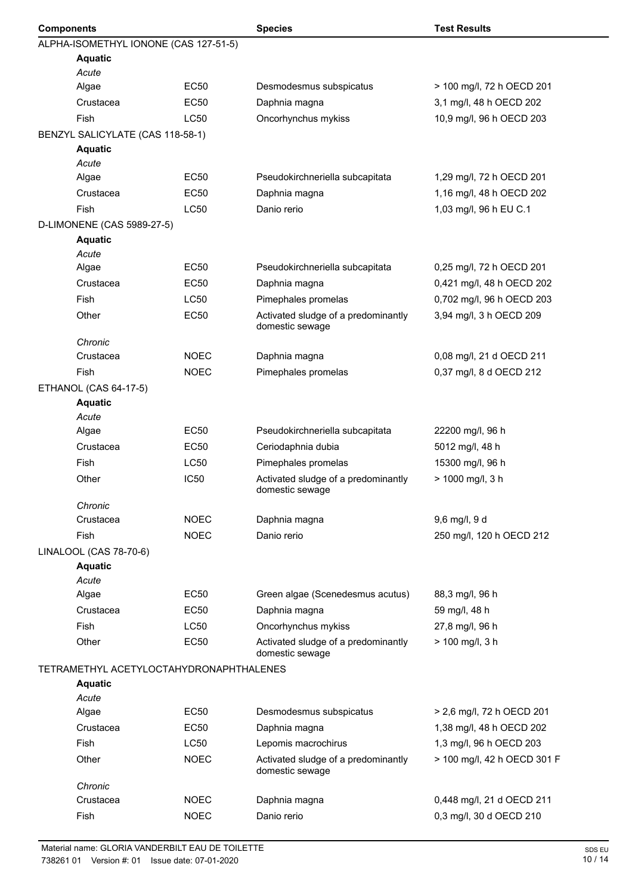| Components | | Species | Test Results |
|---|---|---|---|
| ALPHA-ISOMETHYL IONONE (CAS 127-51-5) | | | |
| **Aquatic** | | | |
| *Acute* | | | |
| Algae | EC50 | Desmodesmus subspicatus | > 100 mg/l, 72 h OECD 201 |
| Crustacea | EC50 | Daphnia magna | 3,1 mg/l, 48 h OECD 202 |
| Fish | LC50 | Oncorhynchus mykiss | 10,9 mg/l, 96 h OECD 203 |
| BENZYL SALICYLATE (CAS 118-58-1) | | | |
| **Aquatic** | | | |
| *Acute* | | | |
| Algae | EC50 | Pseudokirchneriella subcapitata | 1,29 mg/l, 72 h OECD 201 |
| Crustacea | EC50 | Daphnia magna | 1,16 mg/l, 48 h OECD 202 |
| Fish | LC50 | Danio rerio | 1,03 mg/l, 96 h EU C.1 |
| D-LIMONENE (CAS 5989-27-5) | | | |
| **Aquatic** | | | |
| *Acute* | | | |
| Algae | EC50 | Pseudokirchneriella subcapitata | 0,25 mg/l, 72 h OECD 201 |
| Crustacea | EC50 | Daphnia magna | 0,421 mg/l, 48 h OECD 202 |
| Fish | LC50 | Pimephales promelas | 0,702 mg/l, 96 h OECD 203 |
| Other | EC50 | Activated sludge of a predominantly domestic sewage | 3,94 mg/l, 3 h OECD 209 |
| *Chronic* | | | |
| Crustacea | NOEC | Daphnia magna | 0,08 mg/l, 21 d OECD 211 |
| Fish | NOEC | Pimephales promelas | 0,37 mg/l, 8 d OECD 212 |
| ETHANOL (CAS 64-17-5) | | | |
| **Aquatic** | | | |
| *Acute* | | | |
| Algae | EC50 | Pseudokirchneriella subcapitata | 22200 mg/l, 96 h |
| Crustacea | EC50 | Ceriodaphnia dubia | 5012 mg/l, 48 h |
| Fish | LC50 | Pimephales promelas | 15300 mg/l, 96 h |
| Other | IC50 | Activated sludge of a predominantly domestic sewage | > 1000 mg/l, 3 h |
| *Chronic* | | | |
| Crustacea | NOEC | Daphnia magna | 9,6 mg/l, 9 d |
| Fish | NOEC | Danio rerio | 250 mg/l, 120 h OECD 212 |
| LINALOOL (CAS 78-70-6) | | | |
| **Aquatic** | | | |
| *Acute* | | | |
| Algae | EC50 | Green algae (Scenedesmus acutus) | 88,3 mg/l, 96 h |
| Crustacea | EC50 | Daphnia magna | 59 mg/l, 48 h |
| Fish | LC50 | Oncorhynchus mykiss | 27,8 mg/l, 96 h |
| Other | EC50 | Activated sludge of a predominantly domestic sewage | > 100 mg/l, 3 h |
| TETRAMETHYL ACETYLOCTAHYDRONAPHTHALENES | | | |
| **Aquatic** | | | |
| *Acute* | | | |
| Algae | EC50 | Desmodesmus subspicatus | > 2,6 mg/l, 72 h OECD 201 |
| Crustacea | EC50 | Daphnia magna | 1,38 mg/l, 48 h OECD 202 |
| Fish | LC50 | Lepomis macrochirus | 1,3 mg/l, 96 h OECD 203 |
| Other | NOEC | Activated sludge of a predominantly domestic sewage | > 100 mg/l, 42 h OECD 301 F |
| *Chronic* | | | |
| Crustacea | NOEC | Daphnia magna | 0,448 mg/l, 21 d OECD 211 |
| Fish | NOEC | Danio rerio | 0,3 mg/l, 30 d OECD 210 |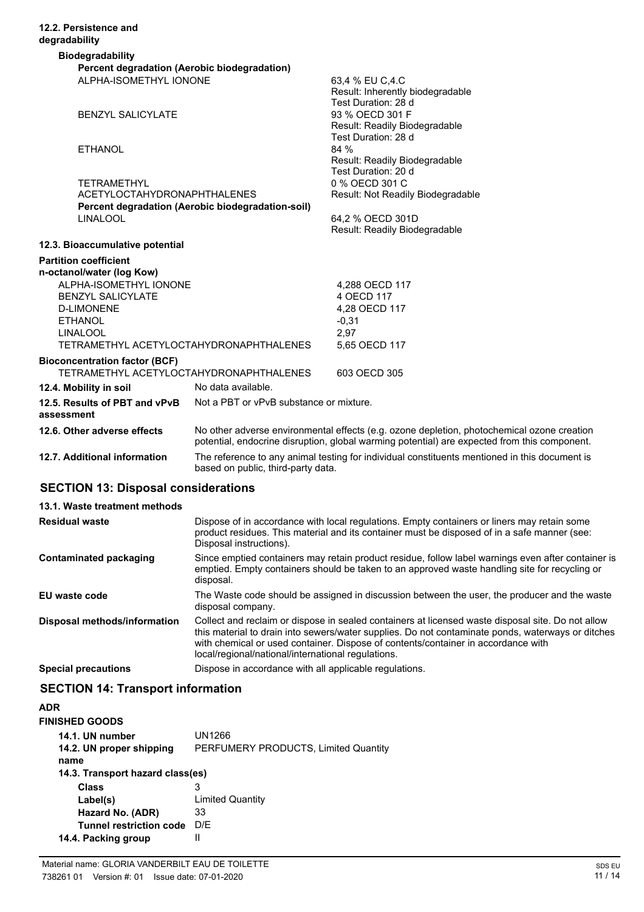**12.2. Persistence and degradability**

**Biodegradability**

**Percent degradation (Aerobic biodegradation)**

| Substance | Result |
|---|---|
| ALPHA-ISOMETHYL IONONE | 63,4 % EU C,4.C<br>Result: Inherently biodegradable<br>Test Duration: 28 d |
| BENZYL SALICYLATE | 93 % OECD 301 F<br>Result: Readily Biodegradable<br>Test Duration: 28 d |
| ETHANOL | 84 %<br>Result: Readily Biodegradable<br>Test Duration: 20 d |
| TETRAMETHYL ACETYLOCTAHYDRONAPHTHALENES | 0 % OECD 301 C<br>Result: Not Readily Biodegradable |

**Percent degradation (Aerobic biodegradation-soil)**

| Substance | Result |
|---|---|
| LINALOOL | 64,2 % OECD 301D<br>Result: Readily Biodegradable |

**12.3. Bioaccumulative potential**

**Partition coefficient n-octanol/water (log Kow)**

| Substance | Value |
|---|---|
| ALPHA-ISOMETHYL IONONE | 4,288 OECD 117 |
| BENZYL SALICYLATE | 4 OECD 117 |
| D-LIMONENE | 4,28 OECD 117 |
| ETHANOL | -0,31 |
| LINALOOL | 2,97 |
| TETRAMETHYL ACETYLOCTAHYDRONAPHTHALENES | 5,65 OECD 117 |

**Bioconcentration factor (BCF)**

| Substance | Value |
|---|---|
| TETRAMETHYL ACETYLOCTAHYDRONAPHTHALENES | 603 OECD 305 |

**12.4. Mobility in soil** No data available.

**12.5. Results of PBT and vPvB assessment** Not a PBT or vPvB substance or mixture.

**12.6. Other adverse effects** No other adverse environmental effects (e.g. ozone depletion, photochemical ozone creation potential, endocrine disruption, global warming potential) are expected from this component.

**12.7. Additional information** The reference to any animal testing for individual constituents mentioned in this document is based on public, third-party data.

## SECTION 13: Disposal considerations

**13.1. Waste treatment methods**

**Residual waste** Dispose of in accordance with local regulations. Empty containers or liners may retain some product residues. This material and its container must be disposed of in a safe manner (see: Disposal instructions).

**Contaminated packaging** Since emptied containers may retain product residue, follow label warnings even after container is emptied. Empty containers should be taken to an approved waste handling site for recycling or disposal.

**EU waste code** The Waste code should be assigned in discussion between the user, the producer and the waste disposal company.

**Disposal methods/information** Collect and reclaim or dispose in sealed containers at licensed waste disposal site. Do not allow this material to drain into sewers/water supplies. Do not contaminate ponds, waterways or ditches with chemical or used container. Dispose of contents/container in accordance with local/regional/national/international regulations.

**Special precautions** Dispose in accordance with all applicable regulations.

## SECTION 14: Transport information

**ADR**

**FINISHED GOODS**

**14.1. UN number** UN1266

**14.2. UN proper shipping name** PERFUMERY PRODUCTS, Limited Quantity

**14.3. Transport hazard class(es)**

- **Class** 3
- **Label(s)** Limited Quantity
- **Hazard No. (ADR)** 33
- **Tunnel restriction code** D/E

**14.4. Packing group** II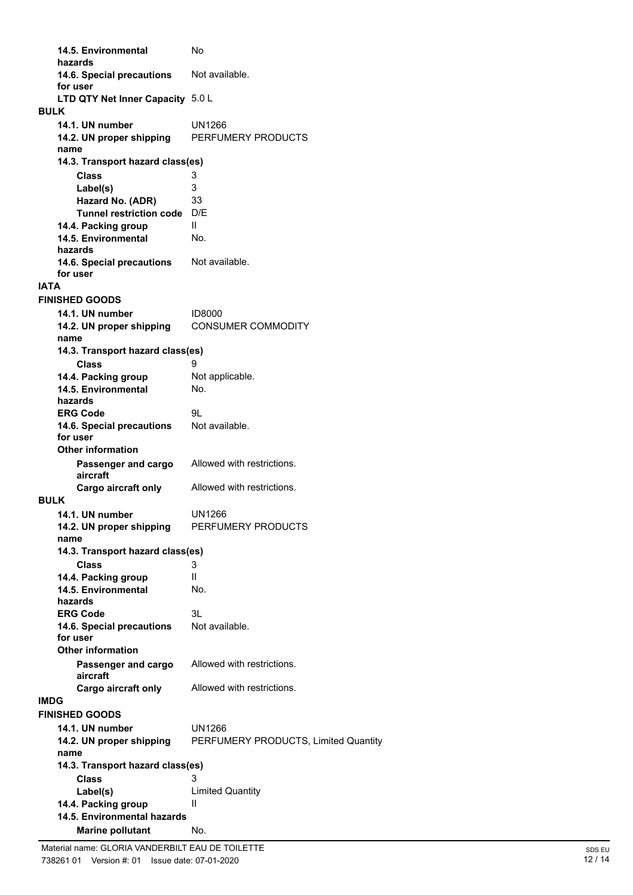| | |
|---|---|
| **14.5. Environmental hazards** | No |
| **14.6. Special precautions for user** | Not available. |
| **LTD QTY Net Inner Capacity** | 5.0 L |

**BULK**

| | |
|---|---|
| **14.1. UN number** | UN1266 |
| **14.2. UN proper shipping name** | PERFUMERY PRODUCTS |
| **14.3. Transport hazard class(es)** | |
| **Class** | 3 |
| **Label(s)** | 3 |
| **Hazard No. (ADR)** | 33 |
| **Tunnel restriction code** | D/E |
| **14.4. Packing group** | II |
| **14.5. Environmental hazards** | No. |
| **14.6. Special precautions for user** | Not available. |

**IATA**

**FINISHED GOODS**

| | |
|---|---|
| **14.1. UN number** | ID8000 |
| **14.2. UN proper shipping name** | CONSUMER COMMODITY |
| **14.3. Transport hazard class(es)** | |
| **Class** | 9 |
| **14.4. Packing group** | Not applicable. |
| **14.5. Environmental hazards** | No. |
| **ERG Code** | 9L |
| **14.6. Special precautions for user** | Not available. |
| **Other information** | |
| **Passenger and cargo aircraft** | Allowed with restrictions. |
| **Cargo aircraft only** | Allowed with restrictions. |

**BULK**

| | |
|---|---|
| **14.1. UN number** | UN1266 |
| **14.2. UN proper shipping name** | PERFUMERY PRODUCTS |
| **14.3. Transport hazard class(es)** | |
| **Class** | 3 |
| **14.4. Packing group** | II |
| **14.5. Environmental hazards** | No. |
| **ERG Code** | 3L |
| **14.6. Special precautions for user** | Not available. |
| **Other information** | |
| **Passenger and cargo aircraft** | Allowed with restrictions. |
| **Cargo aircraft only** | Allowed with restrictions. |

**IMDG**

**FINISHED GOODS**

| | |
|---|---|
| **14.1. UN number** | UN1266 |
| **14.2. UN proper shipping name** | PERFUMERY PRODUCTS, Limited Quantity |
| **14.3. Transport hazard class(es)** | |
| **Class** | 3 |
| **Label(s)** | Limited Quantity |
| **14.4. Packing group** | II |
| **14.5. Environmental hazards** | |
| **Marine pollutant** | No. |

Material name: GLORIA VANDERBILT EAU DE TOILETTE
738261 01 Version #: 01 Issue date: 07-01-2020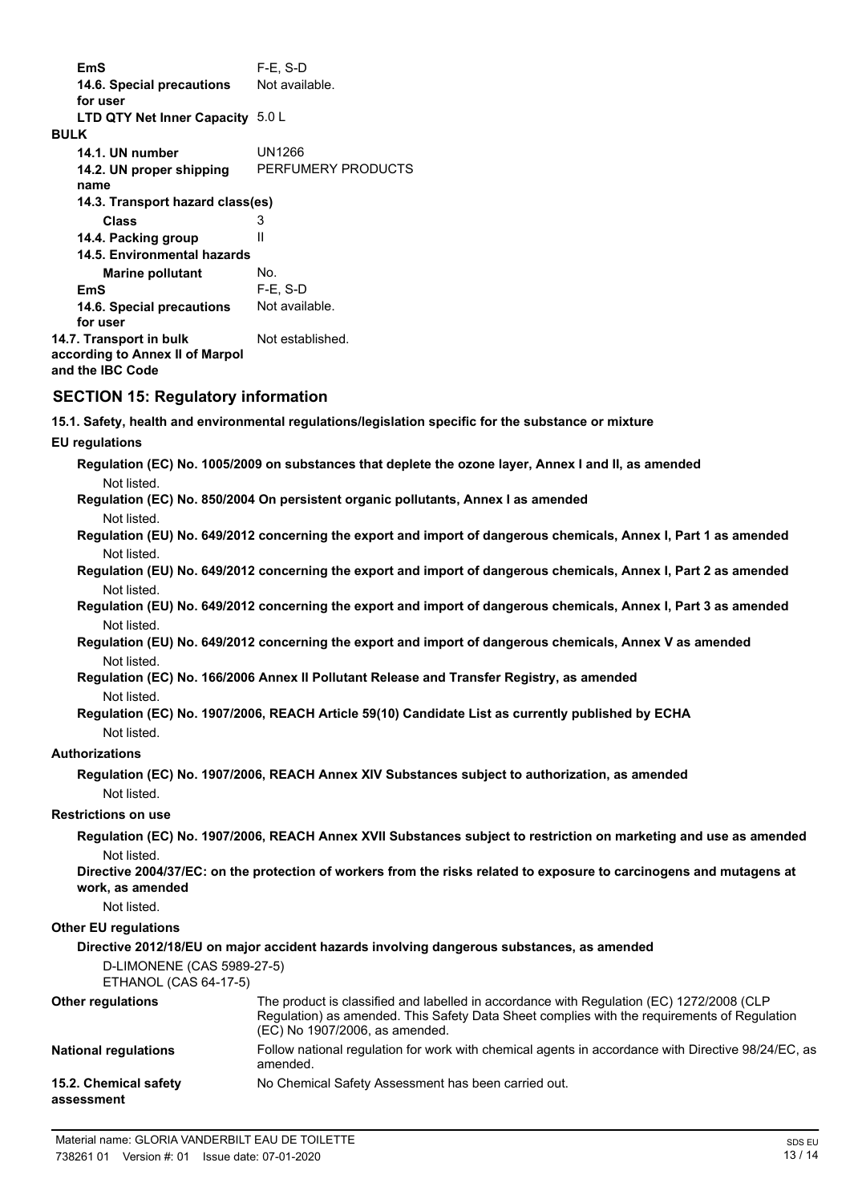| | |
|---|---|
| **EmS** | F-E, S-D |
| **14.6. Special precautions for user** | Not available. |
| **LTD QTY Net Inner Capacity** | 5.0 L |

**BULK**

| | |
|---|---|
| **14.1. UN number** | UN1266 |
| **14.2. UN proper shipping name** | PERFUMERY PRODUCTS |
| **14.3. Transport hazard class(es)** | |
| **Class** | 3 |
| **14.4. Packing group** | II |
| **14.5. Environmental hazards** | |
| **Marine pollutant** | No. |
| **EmS** | F-E, S-D |
| **14.6. Special precautions for user** | Not available. |
| **14.7. Transport in bulk according to Annex II of Marpol and the IBC Code** | Not established. |

## SECTION 15: Regulatory information

**15.1. Safety, health and environmental regulations/legislation specific for the substance or mixture**

**EU regulations**

**Regulation (EC) No. 1005/2009 on substances that deplete the ozone layer, Annex I and II, as amended**

Not listed.

**Regulation (EC) No. 850/2004 On persistent organic pollutants, Annex I as amended**

Not listed.

**Regulation (EU) No. 649/2012 concerning the export and import of dangerous chemicals, Annex I, Part 1 as amended**

Not listed.

**Regulation (EU) No. 649/2012 concerning the export and import of dangerous chemicals, Annex I, Part 2 as amended**

Not listed.

**Regulation (EU) No. 649/2012 concerning the export and import of dangerous chemicals, Annex I, Part 3 as amended**

Not listed.

**Regulation (EU) No. 649/2012 concerning the export and import of dangerous chemicals, Annex V as amended**

Not listed.

**Regulation (EC) No. 166/2006 Annex II Pollutant Release and Transfer Registry, as amended**

Not listed.

**Regulation (EC) No. 1907/2006, REACH Article 59(10) Candidate List as currently published by ECHA**

Not listed.

**Authorizations**

**Regulation (EC) No. 1907/2006, REACH Annex XIV Substances subject to authorization, as amended**

Not listed.

**Restrictions on use**

**Regulation (EC) No. 1907/2006, REACH Annex XVII Substances subject to restriction on marketing and use as amended**

Not listed.

**Directive 2004/37/EC: on the protection of workers from the risks related to exposure to carcinogens and mutagens at work, as amended**

Not listed.

**Other EU regulations**

**Directive 2012/18/EU on major accident hazards involving dangerous substances, as amended**

D-LIMONENE (CAS 5989-27-5)
ETHANOL (CAS 64-17-5)

| | |
|---|---|
| **Other regulations** | The product is classified and labelled in accordance with Regulation (EC) 1272/2008 (CLP Regulation) as amended. This Safety Data Sheet complies with the requirements of Regulation (EC) No 1907/2006, as amended. |
| **National regulations** | Follow national regulation for work with chemical agents in accordance with Directive 98/24/EC, as amended. |
| **15.2. Chemical safety assessment** | No Chemical Safety Assessment has been carried out. |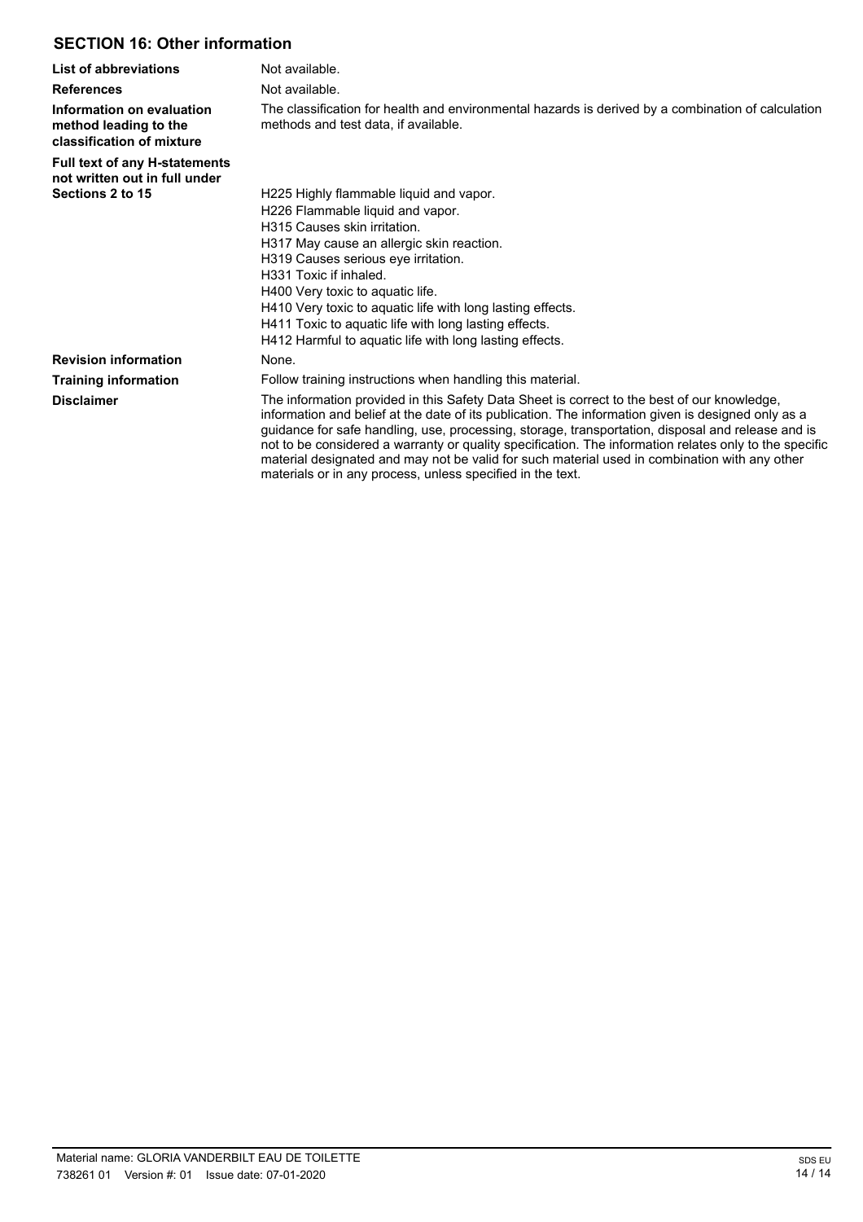## SECTION 16: Other information

**List of abbreviations**
Not available.

**References**
Not available.

**Information on evaluation method leading to the classification of mixture**
The classification for health and environmental hazards is derived by a combination of calculation methods and test data, if available.

**Full text of any H-statements not written out in full under Sections 2 to 15**
H225 Highly flammable liquid and vapor.
H226 Flammable liquid and vapor.
H315 Causes skin irritation.
H317 May cause an allergic skin reaction.
H319 Causes serious eye irritation.
H331 Toxic if inhaled.
H400 Very toxic to aquatic life.
H410 Very toxic to aquatic life with long lasting effects.
H411 Toxic to aquatic life with long lasting effects.
H412 Harmful to aquatic life with long lasting effects.

**Revision information**
None.

**Training information**
Follow training instructions when handling this material.

**Disclaimer**
The information provided in this Safety Data Sheet is correct to the best of our knowledge, information and belief at the date of its publication. The information given is designed only as a guidance for safe handling, use, processing, storage, transportation, disposal and release and is not to be considered a warranty or quality specification. The information relates only to the specific material designated and may not be valid for such material used in combination with any other materials or in any process, unless specified in the text.